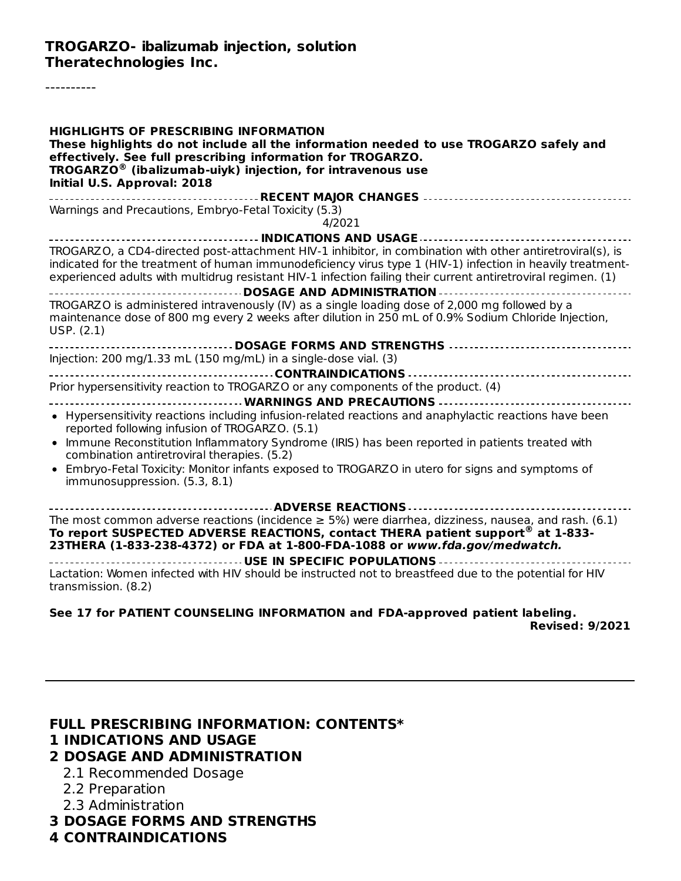**TROGARZO- ibalizumab injection, solution**
**Theratechnologies Inc.**

----------

**HIGHLIGHTS OF PRESCRIBING INFORMATION**
**These highlights do not include all the information needed to use TROGARZO safely and effectively. See full prescribing information for TROGARZO.**
**TROGARZO® (ibalizumab-uiyk) injection, for intravenous use**
**Initial U.S. Approval: 2018**

**RECENT MAJOR CHANGES**

Warnings and Precautions, Embryo-Fetal Toxicity (5.3) 4/2021

**INDICATIONS AND USAGE**

TROGARZO, a CD4-directed post-attachment HIV-1 inhibitor, in combination with other antiretroviral(s), is indicated for the treatment of human immunodeficiency virus type 1 (HIV-1) infection in heavily treatment-experienced adults with multidrug resistant HIV-1 infection failing their current antiretroviral regimen. (1)

**DOSAGE AND ADMINISTRATION**

TROGARZO is administered intravenously (IV) as a single loading dose of 2,000 mg followed by a maintenance dose of 800 mg every 2 weeks after dilution in 250 mL of 0.9% Sodium Chloride Injection, USP. (2.1)

**DOSAGE FORMS AND STRENGTHS**

Injection: 200 mg/1.33 mL (150 mg/mL) in a single-dose vial. (3)

**CONTRAINDICATIONS**

Prior hypersensitivity reaction to TROGARZO or any components of the product. (4)

**WARNINGS AND PRECAUTIONS**

- Hypersensitivity reactions including infusion-related reactions and anaphylactic reactions have been reported following infusion of TROGARZO. (5.1)
- Immune Reconstitution Inflammatory Syndrome (IRIS) has been reported in patients treated with combination antiretroviral therapies. (5.2)
- Embryo-Fetal Toxicity: Monitor infants exposed to TROGARZO in utero for signs and symptoms of immunosuppression. (5.3, 8.1)

**ADVERSE REACTIONS**

The most common adverse reactions (incidence ≥ 5%) were diarrhea, dizziness, nausea, and rash. (6.1)
**To report SUSPECTED ADVERSE REACTIONS, contact THERA patient support® at 1-833-23THERA (1-833-238-4372) or FDA at 1-800-FDA-1088 or *www.fda.gov/medwatch.***

**USE IN SPECIFIC POPULATIONS**

Lactation: Women infected with HIV should be instructed not to breastfeed due to the potential for HIV transmission. (8.2)

**See 17 for PATIENT COUNSELING INFORMATION and FDA-approved patient labeling.**
**Revised: 9/2021**

---

**FULL PRESCRIBING INFORMATION: CONTENTS***
**1 INDICATIONS AND USAGE**
**2 DOSAGE AND ADMINISTRATION**
2.1 Recommended Dosage
2.2 Preparation
2.3 Administration
**3 DOSAGE FORMS AND STRENGTHS**
**4 CONTRAINDICATIONS**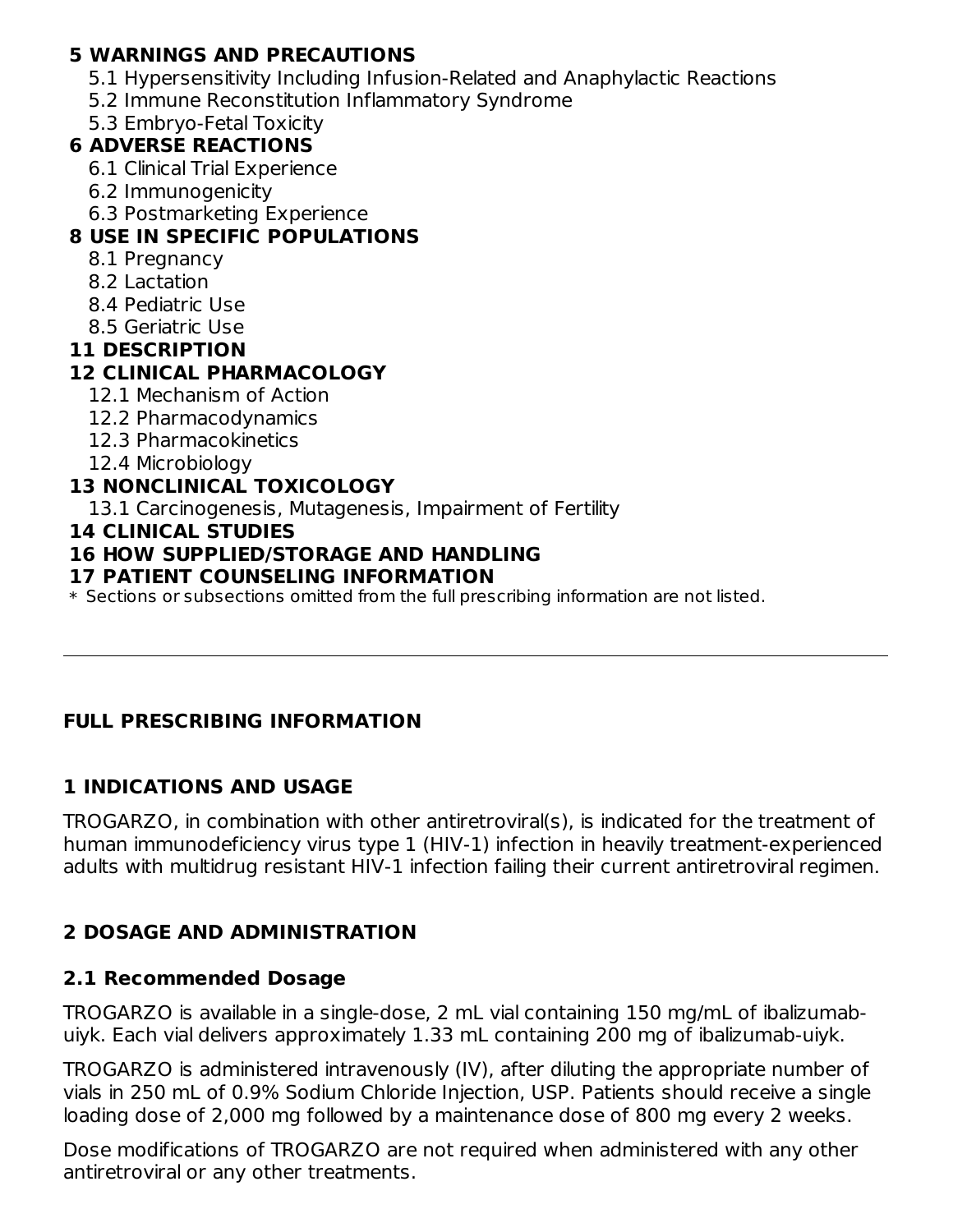**5 WARNINGS AND PRECAUTIONS**

- 5.1 Hypersensitivity Including Infusion-Related and Anaphylactic Reactions
- 5.2 Immune Reconstitution Inflammatory Syndrome
- 5.3 Embryo-Fetal Toxicity

**6 ADVERSE REACTIONS**

- 6.1 Clinical Trial Experience
- 6.2 Immunogenicity
- 6.3 Postmarketing Experience

**8 USE IN SPECIFIC POPULATIONS**

- 8.1 Pregnancy
- 8.2 Lactation
- 8.4 Pediatric Use
- 8.5 Geriatric Use

**11 DESCRIPTION**

**12 CLINICAL PHARMACOLOGY**

- 12.1 Mechanism of Action
- 12.2 Pharmacodynamics
- 12.3 Pharmacokinetics
- 12.4 Microbiology

**13 NONCLINICAL TOXICOLOGY**

- 13.1 Carcinogenesis, Mutagenesis, Impairment of Fertility

**14 CLINICAL STUDIES**

**16 HOW SUPPLIED/STORAGE AND HANDLING**

**17 PATIENT COUNSELING INFORMATION**

\* Sections or subsections omitted from the full prescribing information are not listed.

---

## FULL PRESCRIBING INFORMATION

## 1 INDICATIONS AND USAGE

TROGARZO, in combination with other antiretroviral(s), is indicated for the treatment of human immunodeficiency virus type 1 (HIV-1) infection in heavily treatment-experienced adults with multidrug resistant HIV-1 infection failing their current antiretroviral regimen.

## 2 DOSAGE AND ADMINISTRATION

### 2.1 Recommended Dosage

TROGARZO is available in a single-dose, 2 mL vial containing 150 mg/mL of ibalizumab-uiyk. Each vial delivers approximately 1.33 mL containing 200 mg of ibalizumab-uiyk.

TROGARZO is administered intravenously (IV), after diluting the appropriate number of vials in 250 mL of 0.9% Sodium Chloride Injection, USP. Patients should receive a single loading dose of 2,000 mg followed by a maintenance dose of 800 mg every 2 weeks.

Dose modifications of TROGARZO are not required when administered with any other antiretroviral or any other treatments.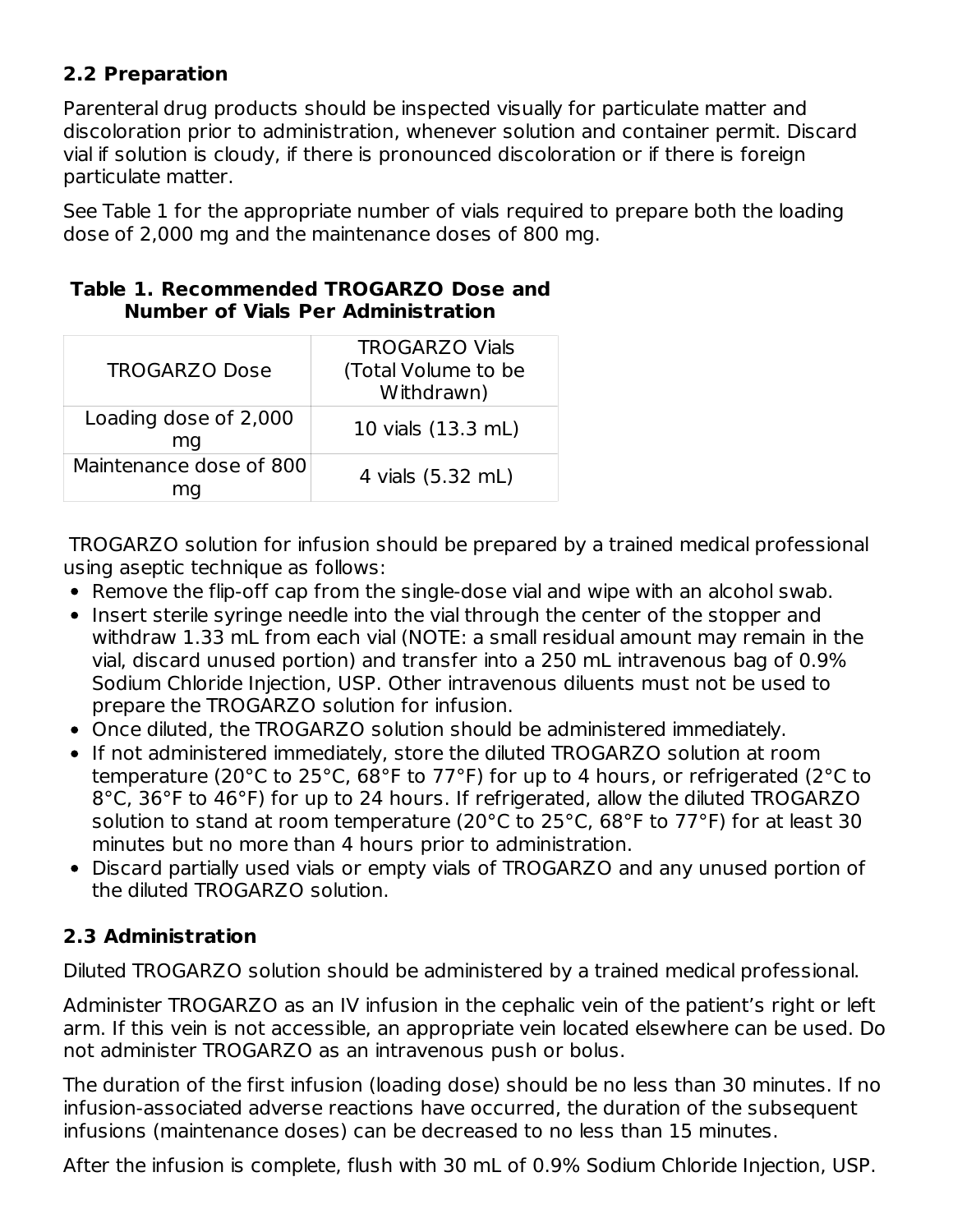### 2.2 Preparation

Parenteral drug products should be inspected visually for particulate matter and discoloration prior to administration, whenever solution and container permit. Discard vial if solution is cloudy, if there is pronounced discoloration or if there is foreign particulate matter.

See Table 1 for the appropriate number of vials required to prepare both the loading dose of 2,000 mg and the maintenance doses of 800 mg.

**Table 1. Recommended TROGARZO Dose and Number of Vials Per Administration**

| TROGARZO Dose | TROGARZO Vials (Total Volume to be Withdrawn) |
| --- | --- |
| Loading dose of 2,000 mg | 10 vials (13.3 mL) |
| Maintenance dose of 800 mg | 4 vials (5.32 mL) |

TROGARZO solution for infusion should be prepared by a trained medical professional using aseptic technique as follows:

- Remove the flip-off cap from the single-dose vial and wipe with an alcohol swab.
- Insert sterile syringe needle into the vial through the center of the stopper and withdraw 1.33 mL from each vial (NOTE: a small residual amount may remain in the vial, discard unused portion) and transfer into a 250 mL intravenous bag of 0.9% Sodium Chloride Injection, USP. Other intravenous diluents must not be used to prepare the TROGARZO solution for infusion.
- Once diluted, the TROGARZO solution should be administered immediately.
- If not administered immediately, store the diluted TROGARZO solution at room temperature (20°C to 25°C, 68°F to 77°F) for up to 4 hours, or refrigerated (2°C to 8°C, 36°F to 46°F) for up to 24 hours. If refrigerated, allow the diluted TROGARZO solution to stand at room temperature (20°C to 25°C, 68°F to 77°F) for at least 30 minutes but no more than 4 hours prior to administration.
- Discard partially used vials or empty vials of TROGARZO and any unused portion of the diluted TROGARZO solution.

### 2.3 Administration

Diluted TROGARZO solution should be administered by a trained medical professional.

Administer TROGARZO as an IV infusion in the cephalic vein of the patient's right or left arm. If this vein is not accessible, an appropriate vein located elsewhere can be used. Do not administer TROGARZO as an intravenous push or bolus.

The duration of the first infusion (loading dose) should be no less than 30 minutes. If no infusion-associated adverse reactions have occurred, the duration of the subsequent infusions (maintenance doses) can be decreased to no less than 15 minutes.

After the infusion is complete, flush with 30 mL of 0.9% Sodium Chloride Injection, USP.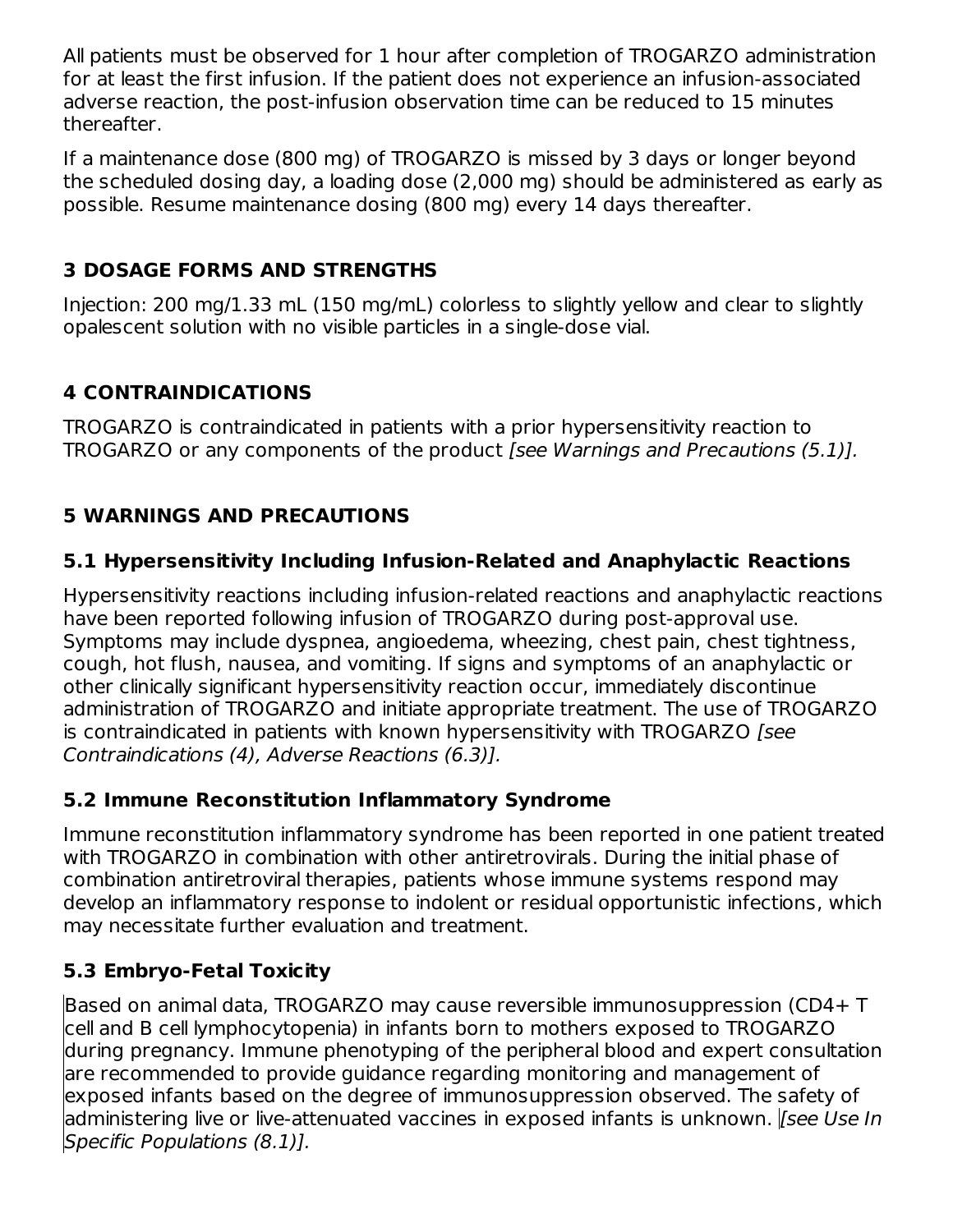All patients must be observed for 1 hour after completion of TROGARZO administration for at least the first infusion. If the patient does not experience an infusion-associated adverse reaction, the post-infusion observation time can be reduced to 15 minutes thereafter.

If a maintenance dose (800 mg) of TROGARZO is missed by 3 days or longer beyond the scheduled dosing day, a loading dose (2,000 mg) should be administered as early as possible. Resume maintenance dosing (800 mg) every 14 days thereafter.

## 3 DOSAGE FORMS AND STRENGTHS

Injection: 200 mg/1.33 mL (150 mg/mL) colorless to slightly yellow and clear to slightly opalescent solution with no visible particles in a single-dose vial.

## 4 CONTRAINDICATIONS

TROGARZO is contraindicated in patients with a prior hypersensitivity reaction to TROGARZO or any components of the product *[see Warnings and Precautions (5.1)].*

## 5 WARNINGS AND PRECAUTIONS

### 5.1 Hypersensitivity Including Infusion-Related and Anaphylactic Reactions

Hypersensitivity reactions including infusion-related reactions and anaphylactic reactions have been reported following infusion of TROGARZO during post-approval use. Symptoms may include dyspnea, angioedema, wheezing, chest pain, chest tightness, cough, hot flush, nausea, and vomiting. If signs and symptoms of an anaphylactic or other clinically significant hypersensitivity reaction occur, immediately discontinue administration of TROGARZO and initiate appropriate treatment. The use of TROGARZO is contraindicated in patients with known hypersensitivity with TROGARZO *[see Contraindications (4), Adverse Reactions (6.3)].*

### 5.2 Immune Reconstitution Inflammatory Syndrome

Immune reconstitution inflammatory syndrome has been reported in one patient treated with TROGARZO in combination with other antiretrovirals. During the initial phase of combination antiretroviral therapies, patients whose immune systems respond may develop an inflammatory response to indolent or residual opportunistic infections, which may necessitate further evaluation and treatment.

### 5.3 Embryo-Fetal Toxicity

Based on animal data, TROGARZO may cause reversible immunosuppression (CD4+ T cell and B cell lymphocytopenia) in infants born to mothers exposed to TROGARZO during pregnancy. Immune phenotyping of the peripheral blood and expert consultation are recommended to provide guidance regarding monitoring and management of exposed infants based on the degree of immunosuppression observed. The safety of administering live or live-attenuated vaccines in exposed infants is unknown. *[see Use In Specific Populations (8.1)].*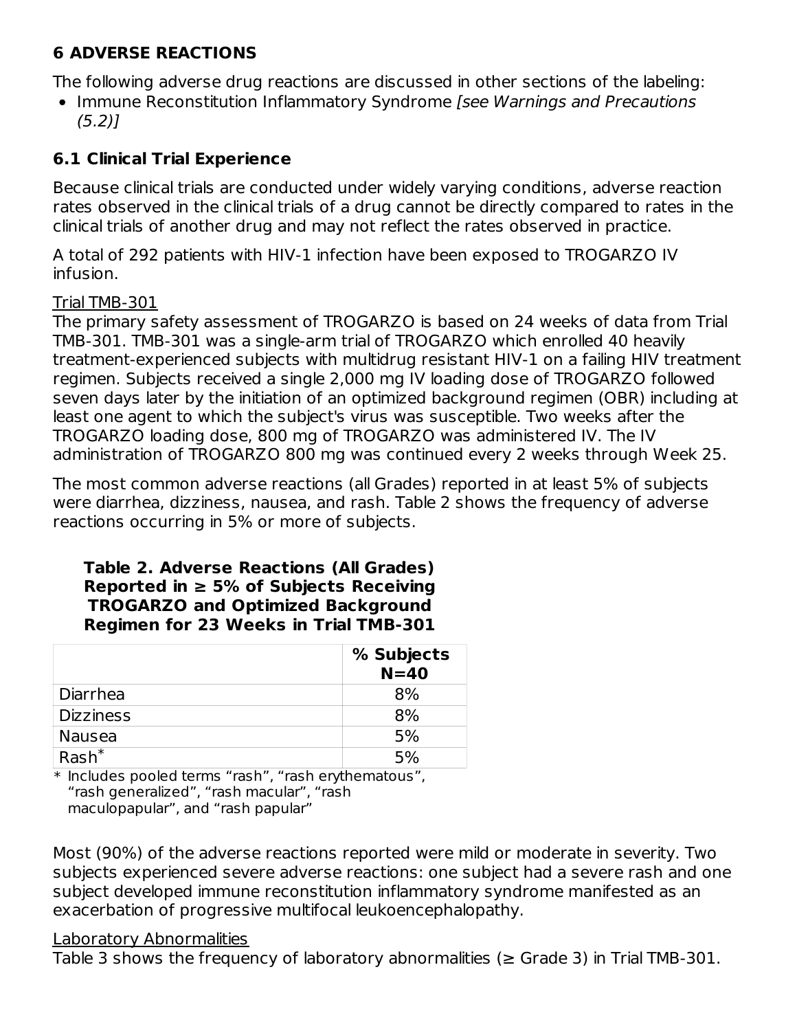## 6 ADVERSE REACTIONS

The following adverse drug reactions are discussed in other sections of the labeling:

- Immune Reconstitution Inflammatory Syndrome *[see Warnings and Precautions (5.2)]*

### 6.1 Clinical Trial Experience

Because clinical trials are conducted under widely varying conditions, adverse reaction rates observed in the clinical trials of a drug cannot be directly compared to rates in the clinical trials of another drug and may not reflect the rates observed in practice.

A total of 292 patients with HIV-1 infection have been exposed to TROGARZO IV infusion.

<u>Trial TMB-301</u>

The primary safety assessment of TROGARZO is based on 24 weeks of data from Trial TMB-301. TMB-301 was a single-arm trial of TROGARZO which enrolled 40 heavily treatment-experienced subjects with multidrug resistant HIV-1 on a failing HIV treatment regimen. Subjects received a single 2,000 mg IV loading dose of TROGARZO followed seven days later by the initiation of an optimized background regimen (OBR) including at least one agent to which the subject's virus was susceptible. Two weeks after the TROGARZO loading dose, 800 mg of TROGARZO was administered IV. The IV administration of TROGARZO 800 mg was continued every 2 weeks through Week 25.

The most common adverse reactions (all Grades) reported in at least 5% of subjects were diarrhea, dizziness, nausea, and rash. Table 2 shows the frequency of adverse reactions occurring in 5% or more of subjects.

**Table 2. Adverse Reactions (All Grades) Reported in ≥ 5% of Subjects Receiving TROGARZO and Optimized Background Regimen for 23 Weeks in Trial TMB-301**

| | % Subjects N=40 |
|---|---|
| Diarrhea | 8% |
| Dizziness | 8% |
| Nausea | 5% |
| Rash* | 5% |

* Includes pooled terms “rash”, “rash erythematous”, “rash generalized”, “rash macular”, “rash maculopapular”, and “rash papular”

Most (90%) of the adverse reactions reported were mild or moderate in severity. Two subjects experienced severe adverse reactions: one subject had a severe rash and one subject developed immune reconstitution inflammatory syndrome manifested as an exacerbation of progressive multifocal leukoencephalopathy.

<u>Laboratory Abnormalities</u>

Table 3 shows the frequency of laboratory abnormalities (≥ Grade 3) in Trial TMB-301.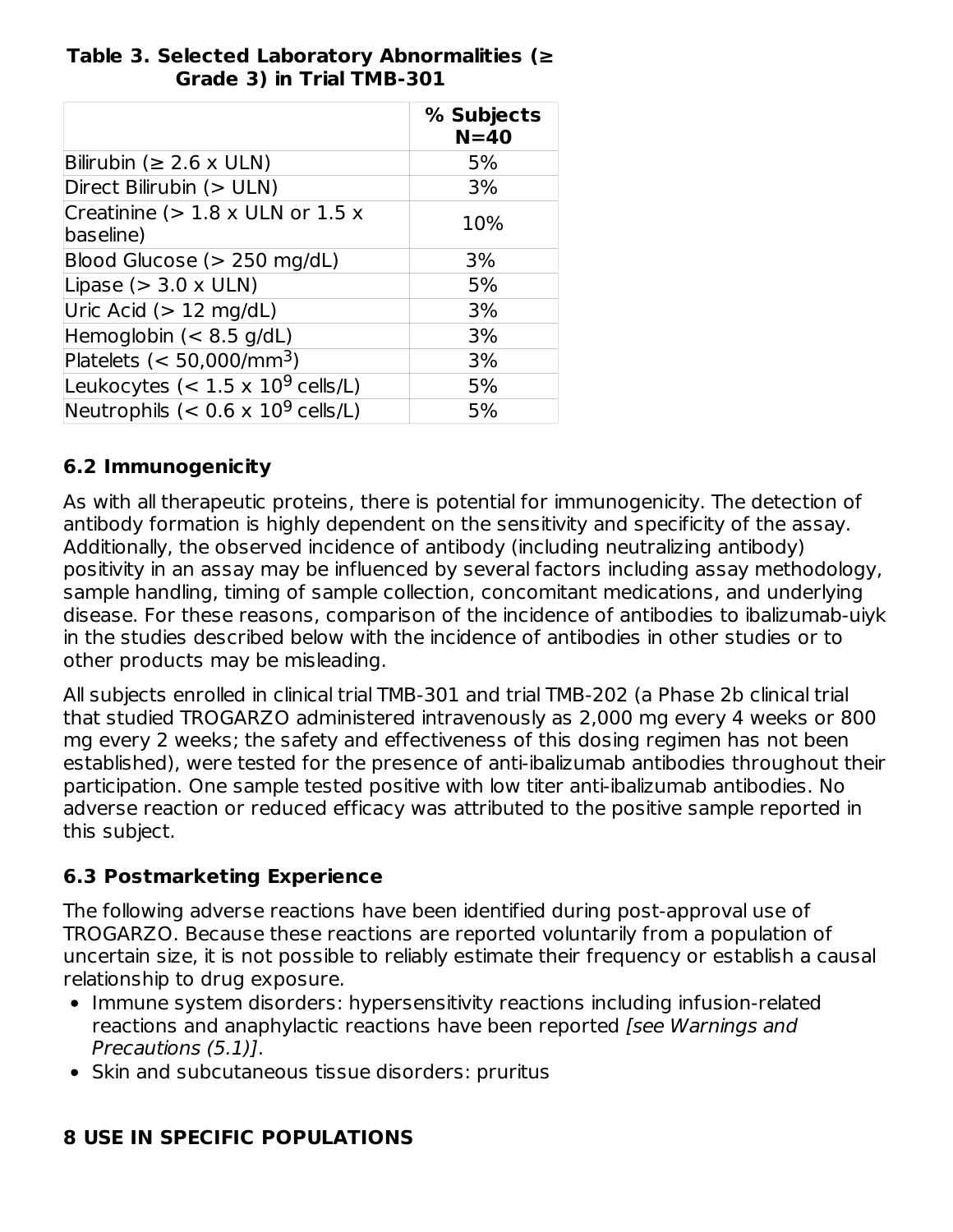**Table 3. Selected Laboratory Abnormalities (≥ Grade 3) in Trial TMB-301**

| | % Subjects N=40 |
|---|---|
| Bilirubin (≥ 2.6 x ULN) | 5% |
| Direct Bilirubin (> ULN) | 3% |
| Creatinine (> 1.8 x ULN or 1.5 x baseline) | 10% |
| Blood Glucose (> 250 mg/dL) | 3% |
| Lipase (> 3.0 x ULN) | 5% |
| Uric Acid (> 12 mg/dL) | 3% |
| Hemoglobin (< 8.5 g/dL) | 3% |
| Platelets (< 50,000/$mm^3$) | 3% |
| Leukocytes (< 1.5 x $10^9$ cells/L) | 5% |
| Neutrophils (< 0.6 x $10^9$ cells/L) | 5% |

## 6.2 Immunogenicity

As with all therapeutic proteins, there is potential for immunogenicity. The detection of antibody formation is highly dependent on the sensitivity and specificity of the assay. Additionally, the observed incidence of antibody (including neutralizing antibody) positivity in an assay may be influenced by several factors including assay methodology, sample handling, timing of sample collection, concomitant medications, and underlying disease. For these reasons, comparison of the incidence of antibodies to ibalizumab-uiyk in the studies described below with the incidence of antibodies in other studies or to other products may be misleading.

All subjects enrolled in clinical trial TMB-301 and trial TMB-202 (a Phase 2b clinical trial that studied TROGARZO administered intravenously as 2,000 mg every 4 weeks or 800 mg every 2 weeks; the safety and effectiveness of this dosing regimen has not been established), were tested for the presence of anti-ibalizumab antibodies throughout their participation. One sample tested positive with low titer anti-ibalizumab antibodies. No adverse reaction or reduced efficacy was attributed to the positive sample reported in this subject.

## 6.3 Postmarketing Experience

The following adverse reactions have been identified during post-approval use of TROGARZO. Because these reactions are reported voluntarily from a population of uncertain size, it is not possible to reliably estimate their frequency or establish a causal relationship to drug exposure.

- Immune system disorders: hypersensitivity reactions including infusion-related reactions and anaphylactic reactions have been reported *[see Warnings and Precautions (5.1)]*.
- Skin and subcutaneous tissue disorders: pruritus

# 8 USE IN SPECIFIC POPULATIONS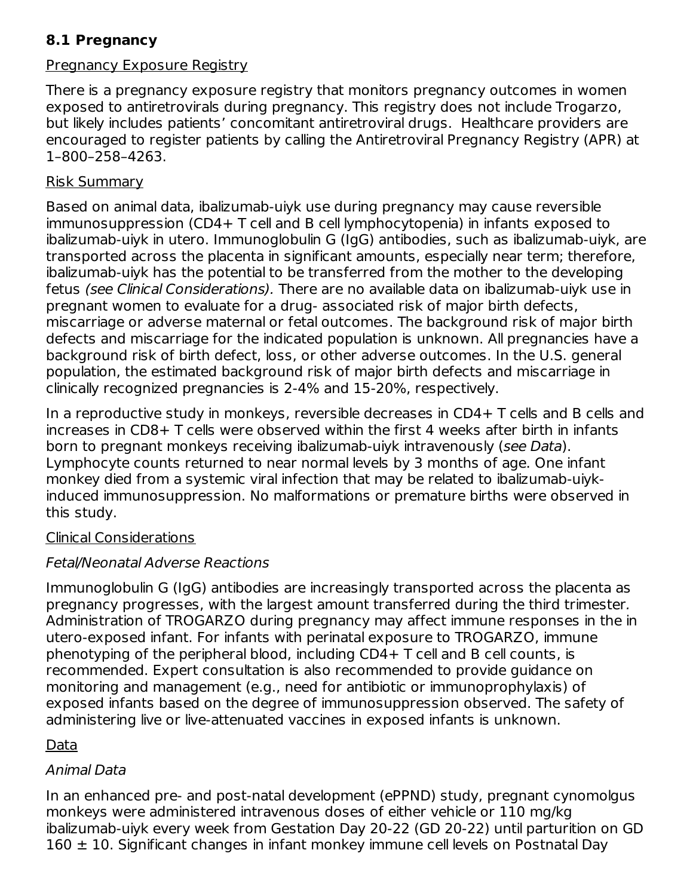### 8.1 Pregnancy

Pregnancy Exposure Registry

There is a pregnancy exposure registry that monitors pregnancy outcomes in women exposed to antiretrovirals during pregnancy. This registry does not include Trogarzo, but likely includes patients' concomitant antiretroviral drugs. Healthcare providers are encouraged to register patients by calling the Antiretroviral Pregnancy Registry (APR) at 1–800–258–4263.

Risk Summary

Based on animal data, ibalizumab-uiyk use during pregnancy may cause reversible immunosuppression (CD4+ T cell and B cell lymphocytopenia) in infants exposed to ibalizumab-uiyk in utero. Immunoglobulin G (IgG) antibodies, such as ibalizumab-uiyk, are transported across the placenta in significant amounts, especially near term; therefore, ibalizumab-uiyk has the potential to be transferred from the mother to the developing fetus *(see Clinical Considerations).* There are no available data on ibalizumab-uiyk use in pregnant women to evaluate for a drug- associated risk of major birth defects, miscarriage or adverse maternal or fetal outcomes. The background risk of major birth defects and miscarriage for the indicated population is unknown. All pregnancies have a background risk of birth defect, loss, or other adverse outcomes. In the U.S. general population, the estimated background risk of major birth defects and miscarriage in clinically recognized pregnancies is 2-4% and 15-20%, respectively.

In a reproductive study in monkeys, reversible decreases in CD4+ T cells and B cells and increases in CD8+ T cells were observed within the first 4 weeks after birth in infants born to pregnant monkeys receiving ibalizumab-uiyk intravenously (*see Data*). Lymphocyte counts returned to near normal levels by 3 months of age. One infant monkey died from a systemic viral infection that may be related to ibalizumab-uiyk-induced immunosuppression. No malformations or premature births were observed in this study.

Clinical Considerations

*Fetal/Neonatal Adverse Reactions*

Immunoglobulin G (IgG) antibodies are increasingly transported across the placenta as pregnancy progresses, with the largest amount transferred during the third trimester. Administration of TROGARZO during pregnancy may affect immune responses in the in utero-exposed infant. For infants with perinatal exposure to TROGARZO, immune phenotyping of the peripheral blood, including CD4+ T cell and B cell counts, is recommended. Expert consultation is also recommended to provide guidance on monitoring and management (e.g., need for antibiotic or immunoprophylaxis) of exposed infants based on the degree of immunosuppression observed. The safety of administering live or live-attenuated vaccines in exposed infants is unknown.

Data

*Animal Data*

In an enhanced pre- and post-natal development (ePPND) study, pregnant cynomolgus monkeys were administered intravenous doses of either vehicle or 110 mg/kg ibalizumab-uiyk every week from Gestation Day 20-22 (GD 20-22) until parturition on GD 160 ± 10. Significant changes in infant monkey immune cell levels on Postnatal Day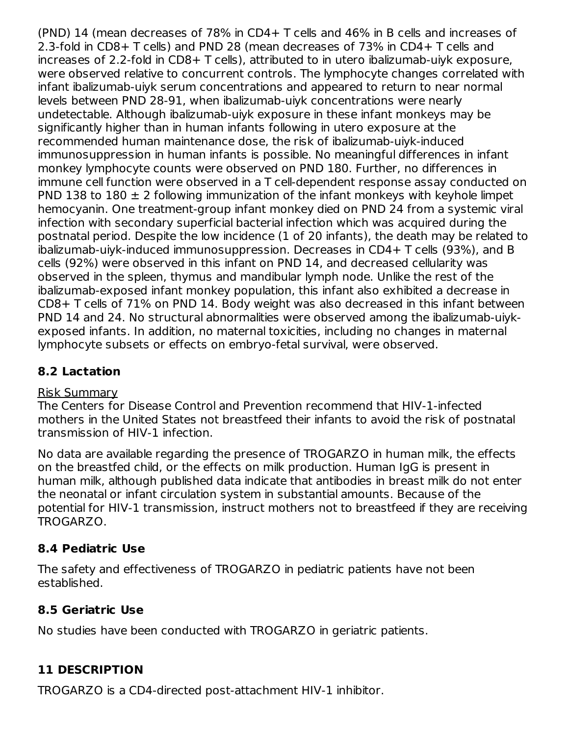(PND) 14 (mean decreases of 78% in CD4+ T cells and 46% in B cells and increases of 2.3-fold in CD8+ T cells) and PND 28 (mean decreases of 73% in CD4+ T cells and increases of 2.2-fold in CD8+ T cells), attributed to in utero ibalizumab-uiyk exposure, were observed relative to concurrent controls. The lymphocyte changes correlated with infant ibalizumab-uiyk serum concentrations and appeared to return to near normal levels between PND 28-91, when ibalizumab-uiyk concentrations were nearly undetectable. Although ibalizumab-uiyk exposure in these infant monkeys may be significantly higher than in human infants following in utero exposure at the recommended human maintenance dose, the risk of ibalizumab-uiyk-induced immunosuppression in human infants is possible. No meaningful differences in infant monkey lymphocyte counts were observed on PND 180. Further, no differences in immune cell function were observed in a T cell-dependent response assay conducted on PND 138 to 180 ± 2 following immunization of the infant monkeys with keyhole limpet hemocyanin. One treatment-group infant monkey died on PND 24 from a systemic viral infection with secondary superficial bacterial infection which was acquired during the postnatal period. Despite the low incidence (1 of 20 infants), the death may be related to ibalizumab-uiyk-induced immunosuppression. Decreases in CD4+ T cells (93%), and B cells (92%) were observed in this infant on PND 14, and decreased cellularity was observed in the spleen, thymus and mandibular lymph node. Unlike the rest of the ibalizumab-exposed infant monkey population, this infant also exhibited a decrease in CD8+ T cells of 71% on PND 14. Body weight was also decreased in this infant between PND 14 and 24. No structural abnormalities were observed among the ibalizumab-uiyk-exposed infants. In addition, no maternal toxicities, including no changes in maternal lymphocyte subsets or effects on embryo-fetal survival, were observed.

## 8.2 Lactation

Risk Summary

The Centers for Disease Control and Prevention recommend that HIV-1-infected mothers in the United States not breastfeed their infants to avoid the risk of postnatal transmission of HIV-1 infection.

No data are available regarding the presence of TROGARZO in human milk, the effects on the breastfed child, or the effects on milk production. Human IgG is present in human milk, although published data indicate that antibodies in breast milk do not enter the neonatal or infant circulation system in substantial amounts. Because of the potential for HIV-1 transmission, instruct mothers not to breastfeed if they are receiving TROGARZO.

## 8.4 Pediatric Use

The safety and effectiveness of TROGARZO in pediatric patients have not been established.

## 8.5 Geriatric Use

No studies have been conducted with TROGARZO in geriatric patients.

# 11 DESCRIPTION

TROGARZO is a CD4-directed post-attachment HIV-1 inhibitor.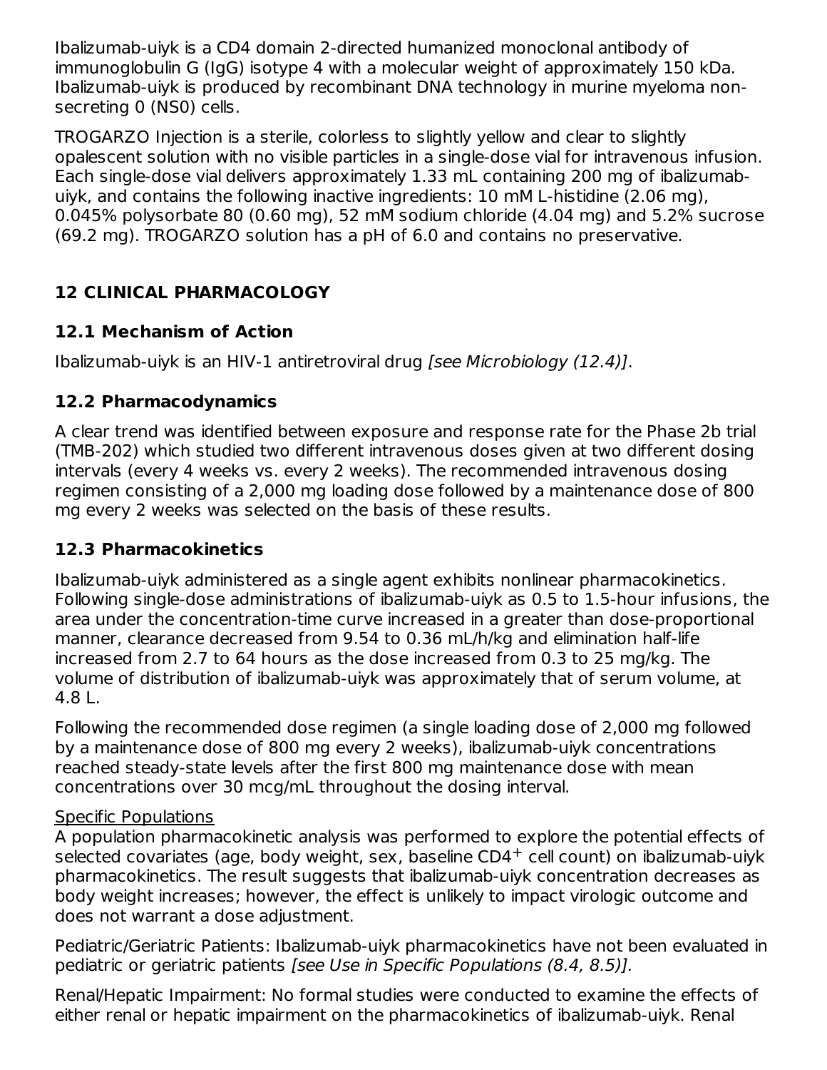Ibalizumab-uiyk is a CD4 domain 2-directed humanized monoclonal antibody of immunoglobulin G (IgG) isotype 4 with a molecular weight of approximately 150 kDa. Ibalizumab-uiyk is produced by recombinant DNA technology in murine myeloma non-secreting 0 (NS0) cells.

TROGARZO Injection is a sterile, colorless to slightly yellow and clear to slightly opalescent solution with no visible particles in a single-dose vial for intravenous infusion. Each single-dose vial delivers approximately 1.33 mL containing 200 mg of ibalizumab-uiyk, and contains the following inactive ingredients: 10 mM L-histidine (2.06 mg), 0.045% polysorbate 80 (0.60 mg), 52 mM sodium chloride (4.04 mg) and 5.2% sucrose (69.2 mg). TROGARZO solution has a pH of 6.0 and contains no preservative.

## 12 CLINICAL PHARMACOLOGY

### 12.1 Mechanism of Action

Ibalizumab-uiyk is an HIV-1 antiretroviral drug *[see Microbiology (12.4)]*.

### 12.2 Pharmacodynamics

A clear trend was identified between exposure and response rate for the Phase 2b trial (TMB-202) which studied two different intravenous doses given at two different dosing intervals (every 4 weeks vs. every 2 weeks). The recommended intravenous dosing regimen consisting of a 2,000 mg loading dose followed by a maintenance dose of 800 mg every 2 weeks was selected on the basis of these results.

### 12.3 Pharmacokinetics

Ibalizumab-uiyk administered as a single agent exhibits nonlinear pharmacokinetics. Following single-dose administrations of ibalizumab-uiyk as 0.5 to 1.5-hour infusions, the area under the concentration-time curve increased in a greater than dose-proportional manner, clearance decreased from 9.54 to 0.36 mL/h/kg and elimination half-life increased from 2.7 to 64 hours as the dose increased from 0.3 to 25 mg/kg. The volume of distribution of ibalizumab-uiyk was approximately that of serum volume, at 4.8 L.

Following the recommended dose regimen (a single loading dose of 2,000 mg followed by a maintenance dose of 800 mg every 2 weeks), ibalizumab-uiyk concentrations reached steady-state levels after the first 800 mg maintenance dose with mean concentrations over 30 mcg/mL throughout the dosing interval.

<u>Specific Populations</u>
A population pharmacokinetic analysis was performed to explore the potential effects of selected covariates (age, body weight, sex, baseline $CD4^{+}$ cell count) on ibalizumab-uiyk pharmacokinetics. The result suggests that ibalizumab-uiyk concentration decreases as body weight increases; however, the effect is unlikely to impact virologic outcome and does not warrant a dose adjustment.

Pediatric/Geriatric Patients: Ibalizumab-uiyk pharmacokinetics have not been evaluated in pediatric or geriatric patients *[see Use in Specific Populations (8.4, 8.5)].*

Renal/Hepatic Impairment: No formal studies were conducted to examine the effects of either renal or hepatic impairment on the pharmacokinetics of ibalizumab-uiyk. Renal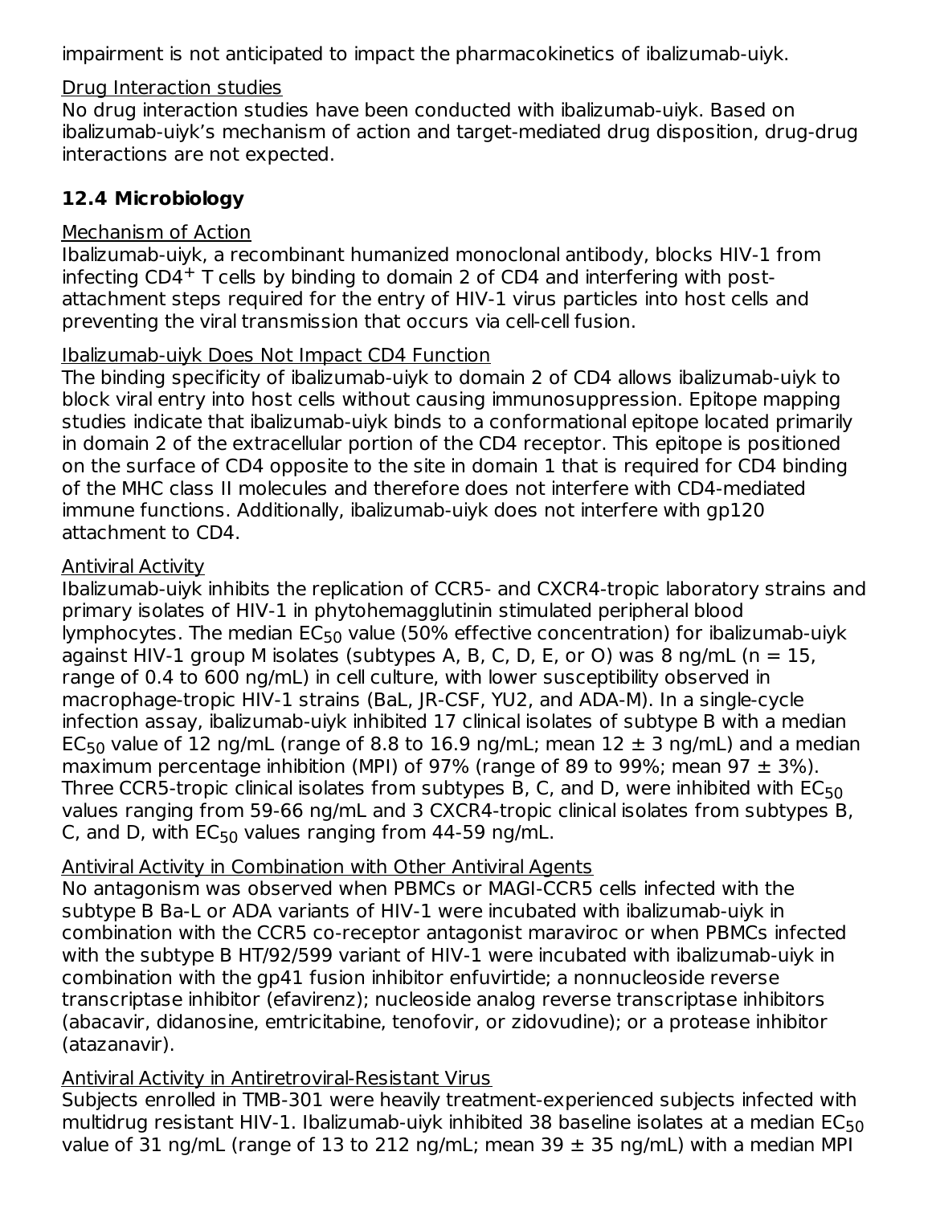impairment is not anticipated to impact the pharmacokinetics of ibalizumab-uiyk.

Drug Interaction studies

No drug interaction studies have been conducted with ibalizumab-uiyk. Based on ibalizumab-uiyk's mechanism of action and target-mediated drug disposition, drug-drug interactions are not expected.

### 12.4 Microbiology

Mechanism of Action

Ibalizumab-uiyk, a recombinant humanized monoclonal antibody, blocks HIV-1 from infecting $CD4^+$ T cells by binding to domain 2 of CD4 and interfering with post-attachment steps required for the entry of HIV-1 virus particles into host cells and preventing the viral transmission that occurs via cell-cell fusion.

Ibalizumab-uiyk Does Not Impact CD4 Function

The binding specificity of ibalizumab-uiyk to domain 2 of CD4 allows ibalizumab-uiyk to block viral entry into host cells without causing immunosuppression. Epitope mapping studies indicate that ibalizumab-uiyk binds to a conformational epitope located primarily in domain 2 of the extracellular portion of the CD4 receptor. This epitope is positioned on the surface of CD4 opposite to the site in domain 1 that is required for CD4 binding of the MHC class II molecules and therefore does not interfere with CD4-mediated immune functions. Additionally, ibalizumab-uiyk does not interfere with gp120 attachment to CD4.

Antiviral Activity

Ibalizumab-uiyk inhibits the replication of CCR5- and CXCR4-tropic laboratory strains and primary isolates of HIV-1 in phytohemagglutinin stimulated peripheral blood lymphocytes. The median $EC_{50}$ value (50% effective concentration) for ibalizumab-uiyk against HIV-1 group M isolates (subtypes A, B, C, D, E, or O) was 8 ng/mL (n = 15, range of 0.4 to 600 ng/mL) in cell culture, with lower susceptibility observed in macrophage-tropic HIV-1 strains (BaL, JR-CSF, YU2, and ADA-M). In a single-cycle infection assay, ibalizumab-uiyk inhibited 17 clinical isolates of subtype B with a median $EC_{50}$ value of 12 ng/mL (range of 8.8 to 16.9 ng/mL; mean 12 ± 3 ng/mL) and a median maximum percentage inhibition (MPI) of 97% (range of 89 to 99%; mean 97 ± 3%). Three CCR5-tropic clinical isolates from subtypes B, C, and D, were inhibited with $EC_{50}$ values ranging from 59-66 ng/mL and 3 CXCR4-tropic clinical isolates from subtypes B, C, and D, with $EC_{50}$ values ranging from 44-59 ng/mL.

Antiviral Activity in Combination with Other Antiviral Agents

No antagonism was observed when PBMCs or MAGI-CCR5 cells infected with the subtype B Ba-L or ADA variants of HIV-1 were incubated with ibalizumab-uiyk in combination with the CCR5 co-receptor antagonist maraviroc or when PBMCs infected with the subtype B HT/92/599 variant of HIV-1 were incubated with ibalizumab-uiyk in combination with the gp41 fusion inhibitor enfuvirtide; a nonnucleoside reverse transcriptase inhibitor (efavirenz); nucleoside analog reverse transcriptase inhibitors (abacavir, didanosine, emtricitabine, tenofovir, or zidovudine); or a protease inhibitor (atazanavir).

Antiviral Activity in Antiretroviral-Resistant Virus

Subjects enrolled in TMB-301 were heavily treatment-experienced subjects infected with multidrug resistant HIV-1. Ibalizumab-uiyk inhibited 38 baseline isolates at a median $EC_{50}$ value of 31 ng/mL (range of 13 to 212 ng/mL; mean 39 ± 35 ng/mL) with a median MPI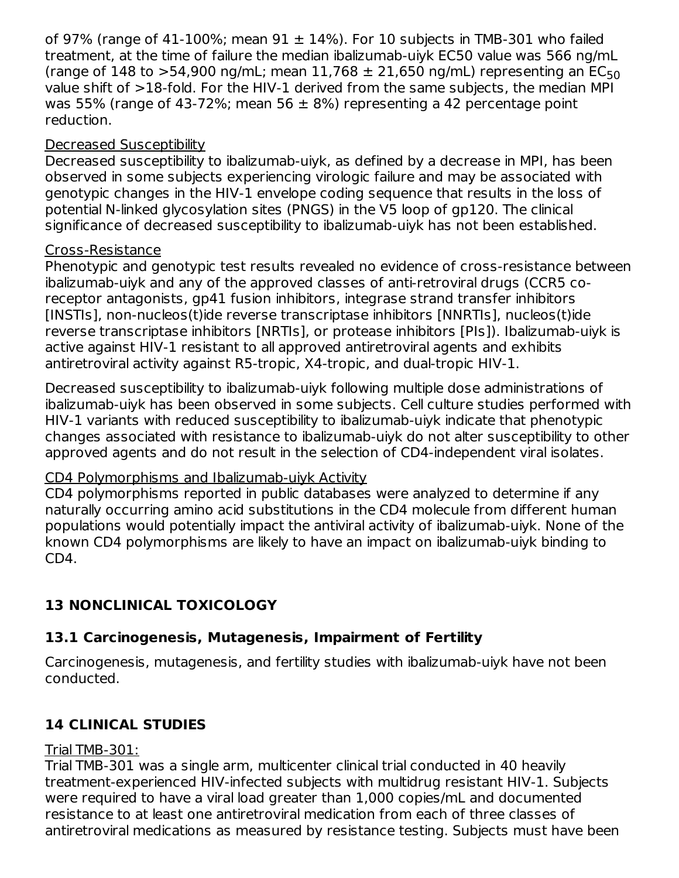of 97% (range of 41-100%; mean 91 ± 14%). For 10 subjects in TMB-301 who failed treatment, at the time of failure the median ibalizumab-uiyk EC50 value was 566 ng/mL (range of 148 to >54,900 ng/mL; mean 11,768 ± 21,650 ng/mL) representing an $EC_{50}$ value shift of >18-fold. For the HIV-1 derived from the same subjects, the median MPI was 55% (range of 43-72%; mean 56 ± 8%) representing a 42 percentage point reduction.

Decreased Susceptibility

Decreased susceptibility to ibalizumab-uiyk, as defined by a decrease in MPI, has been observed in some subjects experiencing virologic failure and may be associated with genotypic changes in the HIV-1 envelope coding sequence that results in the loss of potential N-linked glycosylation sites (PNGS) in the V5 loop of gp120. The clinical significance of decreased susceptibility to ibalizumab-uiyk has not been established.

Cross-Resistance

Phenotypic and genotypic test results revealed no evidence of cross-resistance between ibalizumab-uiyk and any of the approved classes of anti-retroviral drugs (CCR5 co-receptor antagonists, gp41 fusion inhibitors, integrase strand transfer inhibitors [INSTIs], non-nucleos(t)ide reverse transcriptase inhibitors [NNRTIs], nucleos(t)ide reverse transcriptase inhibitors [NRTIs], or protease inhibitors [PIs]). Ibalizumab-uiyk is active against HIV-1 resistant to all approved antiretroviral agents and exhibits antiretroviral activity against R5-tropic, X4-tropic, and dual-tropic HIV-1.

Decreased susceptibility to ibalizumab-uiyk following multiple dose administrations of ibalizumab-uiyk has been observed in some subjects. Cell culture studies performed with HIV-1 variants with reduced susceptibility to ibalizumab-uiyk indicate that phenotypic changes associated with resistance to ibalizumab-uiyk do not alter susceptibility to other approved agents and do not result in the selection of CD4-independent viral isolates.

CD4 Polymorphisms and Ibalizumab-uiyk Activity

CD4 polymorphisms reported in public databases were analyzed to determine if any naturally occurring amino acid substitutions in the CD4 molecule from different human populations would potentially impact the antiviral activity of ibalizumab-uiyk. None of the known CD4 polymorphisms are likely to have an impact on ibalizumab-uiyk binding to CD4.

## 13 NONCLINICAL TOXICOLOGY

### 13.1 Carcinogenesis, Mutagenesis, Impairment of Fertility

Carcinogenesis, mutagenesis, and fertility studies with ibalizumab-uiyk have not been conducted.

## 14 CLINICAL STUDIES

Trial TMB-301:

Trial TMB-301 was a single arm, multicenter clinical trial conducted in 40 heavily treatment-experienced HIV-infected subjects with multidrug resistant HIV-1. Subjects were required to have a viral load greater than 1,000 copies/mL and documented resistance to at least one antiretroviral medication from each of three classes of antiretroviral medications as measured by resistance testing. Subjects must have been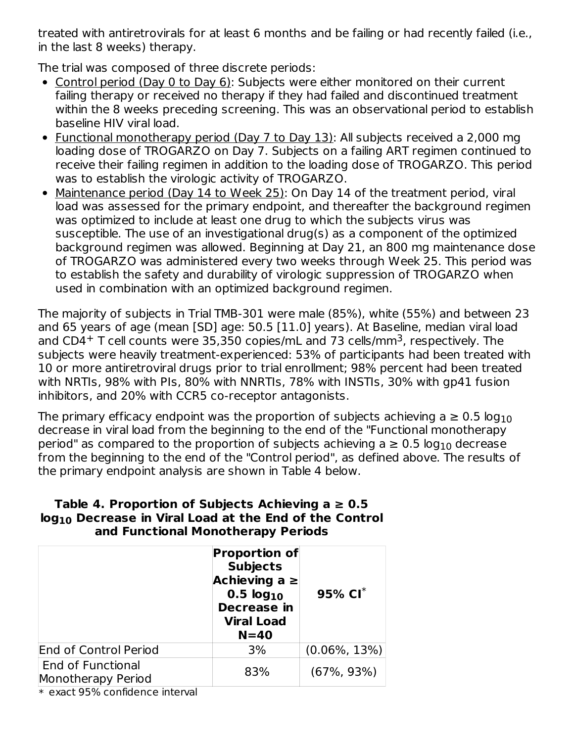treated with antiretrovirals for at least 6 months and be failing or had recently failed (i.e., in the last 8 weeks) therapy.

The trial was composed of three discrete periods:

- Control period (Day 0 to Day 6): Subjects were either monitored on their current failing therapy or received no therapy if they had failed and discontinued treatment within the 8 weeks preceding screening. This was an observational period to establish baseline HIV viral load.
- Functional monotherapy period (Day 7 to Day 13): All subjects received a 2,000 mg loading dose of TROGARZO on Day 7. Subjects on a failing ART regimen continued to receive their failing regimen in addition to the loading dose of TROGARZO. This period was to establish the virologic activity of TROGARZO.
- Maintenance period (Day 14 to Week 25): On Day 14 of the treatment period, viral load was assessed for the primary endpoint, and thereafter the background regimen was optimized to include at least one drug to which the subjects virus was susceptible. The use of an investigational drug(s) as a component of the optimized background regimen was allowed. Beginning at Day 21, an 800 mg maintenance dose of TROGARZO was administered every two weeks through Week 25. This period was to establish the safety and durability of virologic suppression of TROGARZO when used in combination with an optimized background regimen.

The majority of subjects in Trial TMB-301 were male (85%), white (55%) and between 23 and 65 years of age (mean [SD] age: 50.5 [11.0] years). At Baseline, median viral load and $CD4^+$ T cell counts were 35,350 copies/mL and 73 cells/$mm^3$, respectively. The subjects were heavily treatment-experienced: 53% of participants had been treated with 10 or more antiretroviral drugs prior to trial enrollment; 98% percent had been treated with NRTIs, 98% with PIs, 80% with NNRTIs, 78% with INSTIs, 30% with gp41 fusion inhibitors, and 20% with CCR5 co-receptor antagonists.

The primary efficacy endpoint was the proportion of subjects achieving a ≥ 0.5 $\log_{10}$ decrease in viral load from the beginning to the end of the "Functional monotherapy period" as compared to the proportion of subjects achieving a ≥ 0.5 $\log_{10}$ decrease from the beginning to the end of the "Control period", as defined above. The results of the primary endpoint analysis are shown in Table 4 below.

**Table 4. Proportion of Subjects Achieving a ≥ 0.5 $\log_{10}$ Decrease in Viral Load at the End of the Control and Functional Monotherapy Periods**

| | Proportion of Subjects Achieving a ≥ 0.5 $\log_{10}$ Decrease in Viral Load N=40 | 95% CI* |
|---|---|---|
| End of Control Period | 3% | (0.06%, 13%) |
| End of Functional Monotherapy Period | 83% | (67%, 93%) |

* exact 95% confidence interval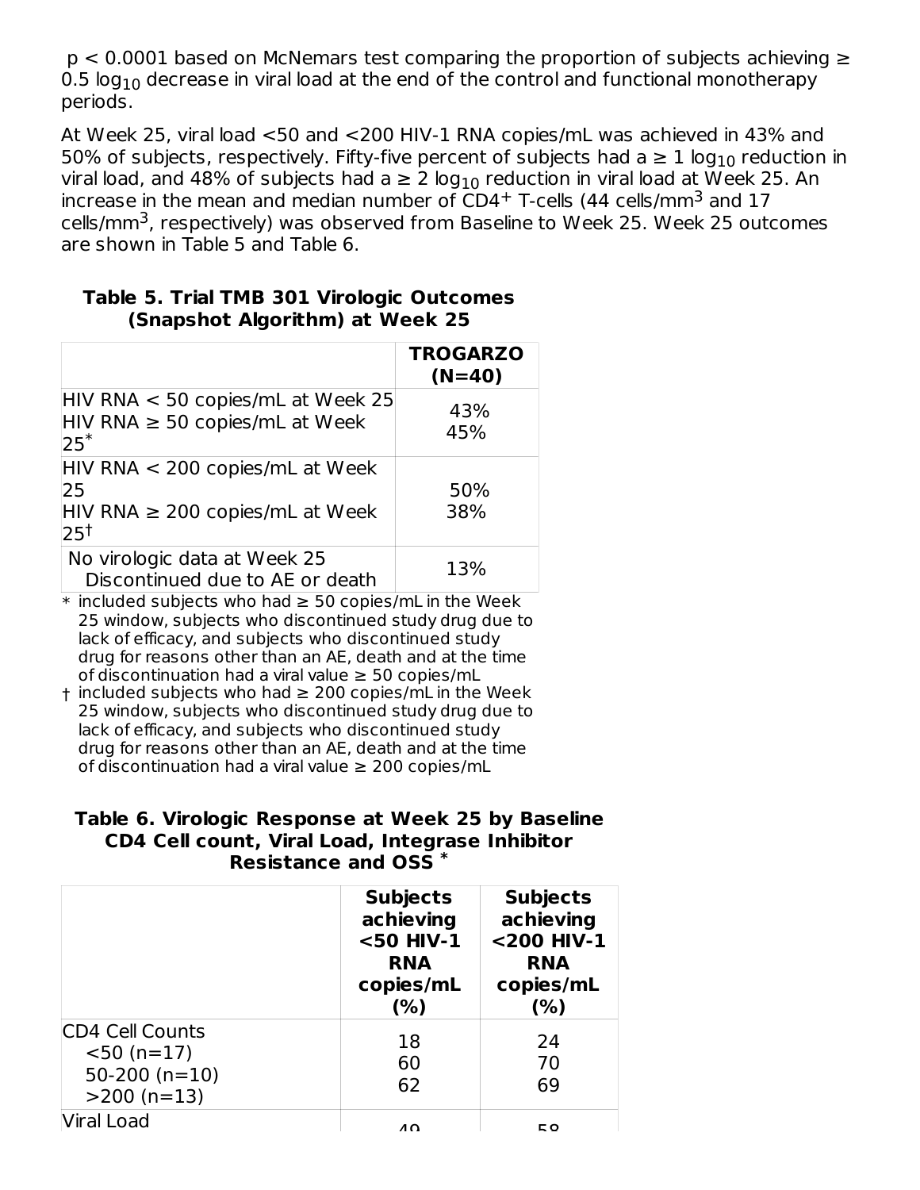p < 0.0001 based on McNemars test comparing the proportion of subjects achieving ≥ 0.5 $\log_{10}$ decrease in viral load at the end of the control and functional monotherapy periods.

At Week 25, viral load <50 and <200 HIV-1 RNA copies/mL was achieved in 43% and 50% of subjects, respectively. Fifty-five percent of subjects had a ≥ 1 $\log_{10}$ reduction in viral load, and 48% of subjects had a ≥ 2 $\log_{10}$ reduction in viral load at Week 25. An increase in the mean and median number of $CD4^+$ T-cells (44 cells/mm$^3$ and 17 cells/mm$^3$, respectively) was observed from Baseline to Week 25. Week 25 outcomes are shown in Table 5 and Table 6.

**Table 5. Trial TMB 301 Virologic Outcomes (Snapshot Algorithm) at Week 25**

| | TROGARZO (N=40) |
|---|---|
| HIV RNA < 50 copies/mL at Week 25<br>HIV RNA ≥ 50 copies/mL at Week 25* | 43%<br>45% |
| HIV RNA < 200 copies/mL at Week 25<br>HIV RNA ≥ 200 copies/mL at Week 25† | 50%<br>38% |
| No virologic data at Week 25<br>Discontinued due to AE or death | 13% |

\* included subjects who had ≥ 50 copies/mL in the Week 25 window, subjects who discontinued study drug due to lack of efficacy, and subjects who discontinued study drug for reasons other than an AE, death and at the time of discontinuation had a viral value ≥ 50 copies/mL

† included subjects who had ≥ 200 copies/mL in the Week 25 window, subjects who discontinued study drug due to lack of efficacy, and subjects who discontinued study drug for reasons other than an AE, death and at the time of discontinuation had a viral value ≥ 200 copies/mL

**Table 6. Virologic Response at Week 25 by Baseline CD4 Cell count, Viral Load, Integrase Inhibitor Resistance and OSS \***

| | Subjects achieving <50 HIV-1 RNA copies/mL (%) | Subjects achieving <200 HIV-1 RNA copies/mL (%) |
|---|---|---|
| CD4 Cell Counts | | |
| <50 (n=17) | 18 | 24 |
| 50-200 (n=10) | 60 | 70 |
| >200 (n=13) | 62 | 69 |
| Viral Load | 49 | 58 |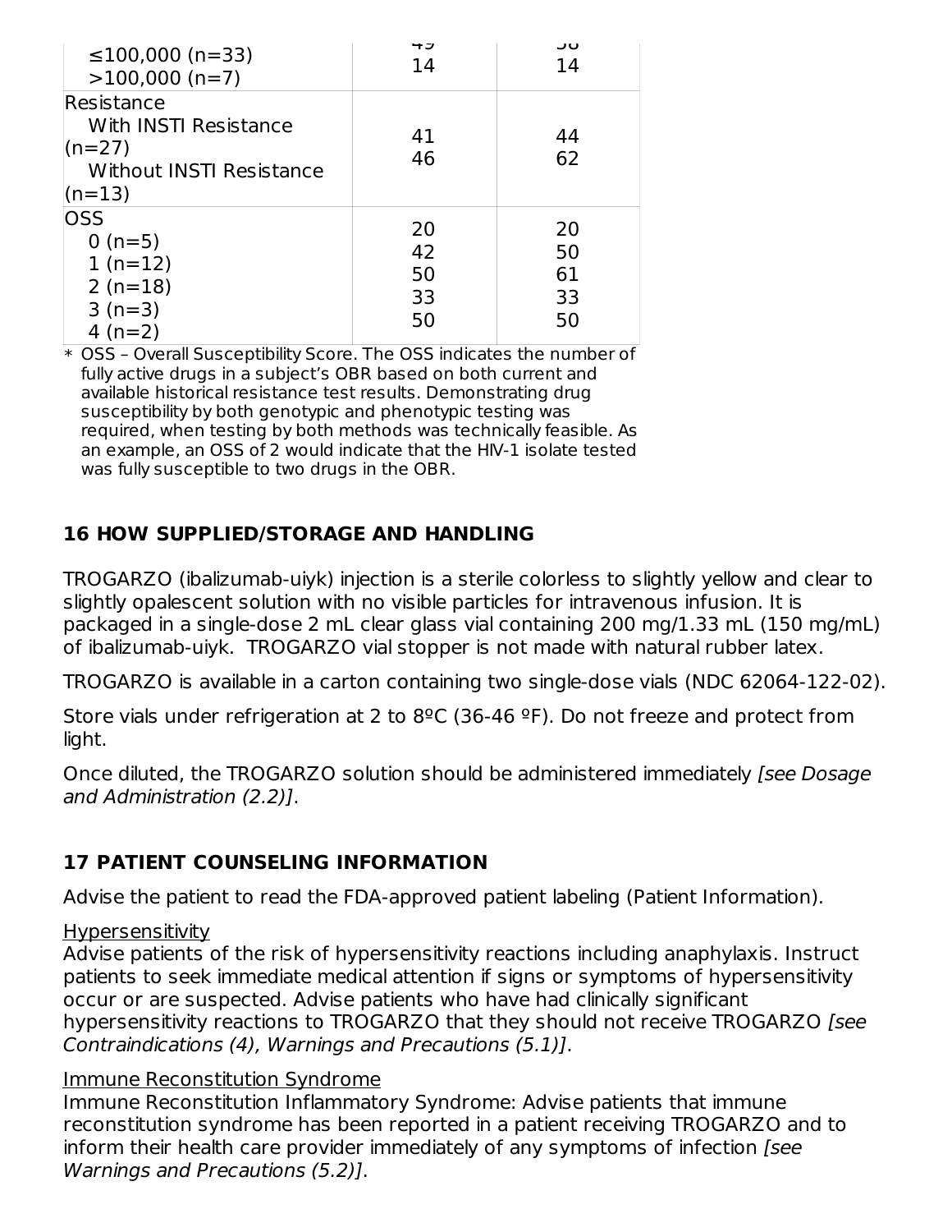| | | |
|---|---|---|
| ≤100,000 (n=33)<br>>100,000 (n=7) | 49<br>14 | 58<br>14 |
| Resistance<br>With INSTI Resistance (n=27)<br>Without INSTI Resistance (n=13) | 41<br>46 | 44<br>62 |
| OSS<br>0 (n=5)<br>1 (n=12)<br>2 (n=18)<br>3 (n=3)<br>4 (n=2) | 20<br>42<br>50<br>33<br>50 | 20<br>50<br>61<br>33<br>50 |

* OSS – Overall Susceptibility Score. The OSS indicates the number of fully active drugs in a subject's OBR based on both current and available historical resistance test results. Demonstrating drug susceptibility by both genotypic and phenotypic testing was required, when testing by both methods was technically feasible. As an example, an OSS of 2 would indicate that the HIV-1 isolate tested was fully susceptible to two drugs in the OBR.

## 16 HOW SUPPLIED/STORAGE AND HANDLING

TROGARZO (ibalizumab-uiyk) injection is a sterile colorless to slightly yellow and clear to slightly opalescent solution with no visible particles for intravenous infusion. It is packaged in a single-dose 2 mL clear glass vial containing 200 mg/1.33 mL (150 mg/mL) of ibalizumab-uiyk. TROGARZO vial stopper is not made with natural rubber latex.

TROGARZO is available in a carton containing two single-dose vials (NDC 62064-122-02).

Store vials under refrigeration at 2 to 8ºC (36-46 ºF). Do not freeze and protect from light.

Once diluted, the TROGARZO solution should be administered immediately *[see Dosage and Administration (2.2)]*.

## 17 PATIENT COUNSELING INFORMATION

Advise the patient to read the FDA-approved patient labeling (Patient Information).

Hypersensitivity

Advise patients of the risk of hypersensitivity reactions including anaphylaxis. Instruct patients to seek immediate medical attention if signs or symptoms of hypersensitivity occur or are suspected. Advise patients who have had clinically significant hypersensitivity reactions to TROGARZO that they should not receive TROGARZO *[see Contraindications (4), Warnings and Precautions (5.1)]*.

Immune Reconstitution Syndrome

Immune Reconstitution Inflammatory Syndrome: Advise patients that immune reconstitution syndrome has been reported in a patient receiving TROGARZO and to inform their health care provider immediately of any symptoms of infection *[see Warnings and Precautions (5.2)]*.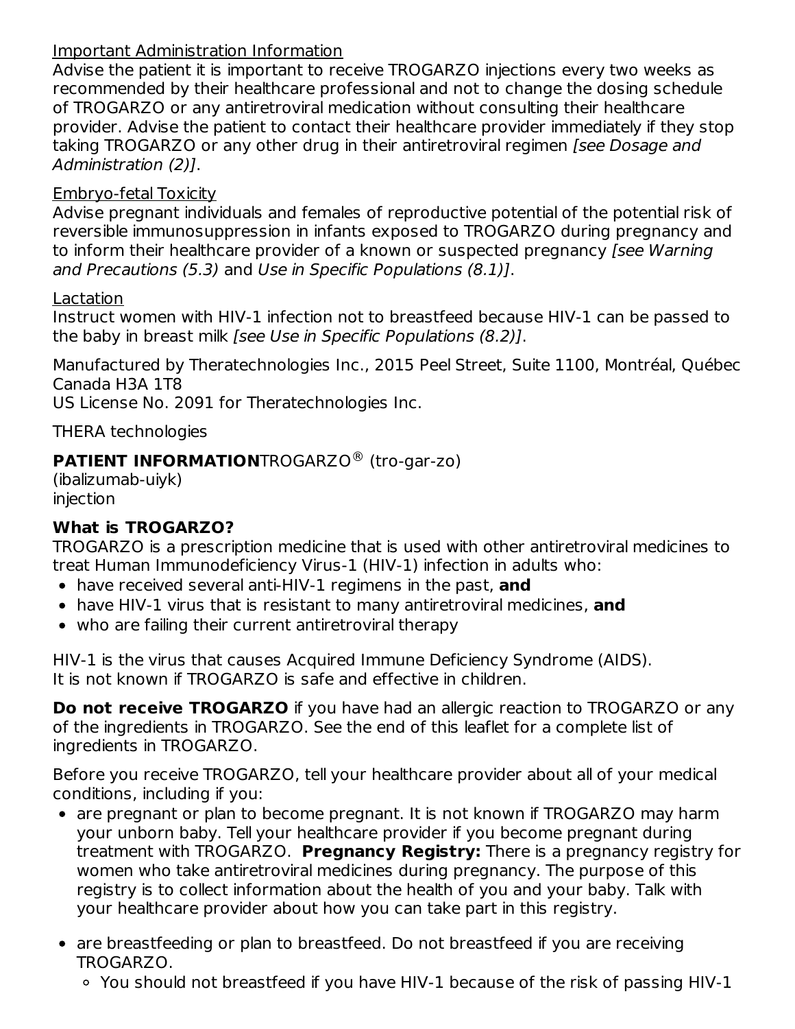Important Administration Information

Advise the patient it is important to receive TROGARZO injections every two weeks as recommended by their healthcare professional and not to change the dosing schedule of TROGARZO or any antiretroviral medication without consulting their healthcare provider. Advise the patient to contact their healthcare provider immediately if they stop taking TROGARZO or any other drug in their antiretroviral regimen *[see Dosage and Administration (2)]*.

Embryo-fetal Toxicity

Advise pregnant individuals and females of reproductive potential of the potential risk of reversible immunosuppression in infants exposed to TROGARZO during pregnancy and to inform their healthcare provider of a known or suspected pregnancy *[see Warning and Precautions (5.3)* and *Use in Specific Populations (8.1)]*.

Lactation

Instruct women with HIV-1 infection not to breastfeed because HIV-1 can be passed to the baby in breast milk *[see Use in Specific Populations (8.2)]*.

Manufactured by Theratechnologies Inc., 2015 Peel Street, Suite 1100, Montréal, Québec Canada H3A 1T8
US License No. 2091 for Theratechnologies Inc.

THERA technologies

**PATIENT INFORMATION**TROGARZO® (tro-gar-zo)
(ibalizumab-uiyk)
injection

**What is TROGARZO?**

TROGARZO is a prescription medicine that is used with other antiretroviral medicines to treat Human Immunodeficiency Virus-1 (HIV-1) infection in adults who:

- have received several anti-HIV-1 regimens in the past, **and**
- have HIV-1 virus that is resistant to many antiretroviral medicines, **and**
- who are failing their current antiretroviral therapy

HIV-1 is the virus that causes Acquired Immune Deficiency Syndrome (AIDS).
It is not known if TROGARZO is safe and effective in children.

**Do not receive TROGARZO** if you have had an allergic reaction to TROGARZO or any of the ingredients in TROGARZO. See the end of this leaflet for a complete list of ingredients in TROGARZO.

Before you receive TROGARZO, tell your healthcare provider about all of your medical conditions, including if you:

- are pregnant or plan to become pregnant. It is not known if TROGARZO may harm your unborn baby. Tell your healthcare provider if you become pregnant during treatment with TROGARZO. **Pregnancy Registry:** There is a pregnancy registry for women who take antiretroviral medicines during pregnancy. The purpose of this registry is to collect information about the health of you and your baby. Talk with your healthcare provider about how you can take part in this registry.
- are breastfeeding or plan to breastfeed. Do not breastfeed if you are receiving TROGARZO.
  - You should not breastfeed if you have HIV-1 because of the risk of passing HIV-1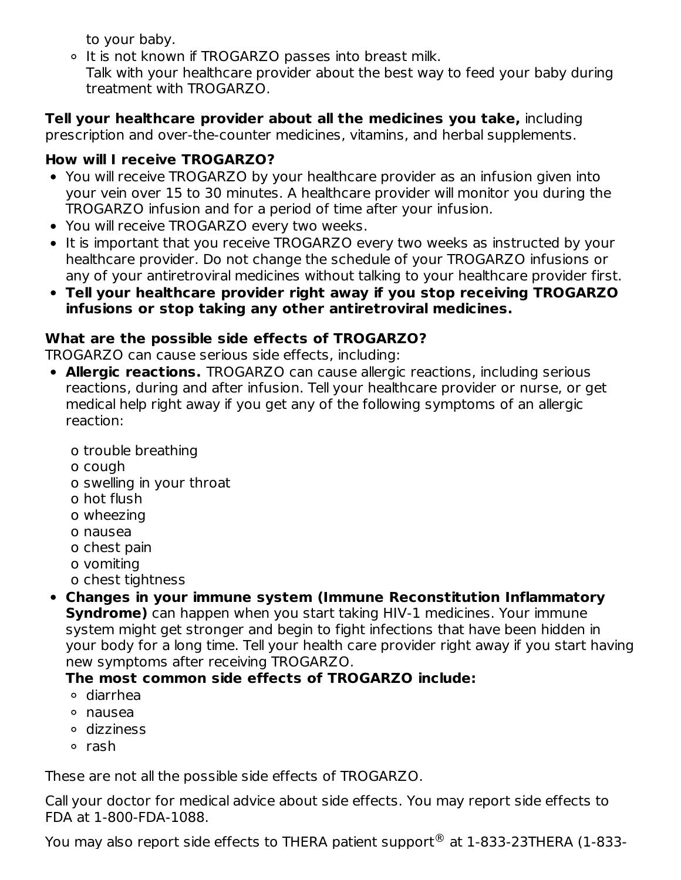to your baby.
  - It is not known if TROGARZO passes into breast milk.
    Talk with your healthcare provider about the best way to feed your baby during treatment with TROGARZO.

**Tell your healthcare provider about all the medicines you take,** including prescription and over-the-counter medicines, vitamins, and herbal supplements.

**How will I receive TROGARZO?**

- You will receive TROGARZO by your healthcare provider as an infusion given into your vein over 15 to 30 minutes. A healthcare provider will monitor you during the TROGARZO infusion and for a period of time after your infusion.
- You will receive TROGARZO every two weeks.
- It is important that you receive TROGARZO every two weeks as instructed by your healthcare provider. Do not change the schedule of your TROGARZO infusions or any of your antiretroviral medicines without talking to your healthcare provider first.
- **Tell your healthcare provider right away if you stop receiving TROGARZO infusions or stop taking any other antiretroviral medicines.**

**What are the possible side effects of TROGARZO?**

TROGARZO can cause serious side effects, including:

- **Allergic reactions.** TROGARZO can cause allergic reactions, including serious reactions, during and after infusion. Tell your healthcare provider or nurse, or get medical help right away if you get any of the following symptoms of an allergic reaction:
  - trouble breathing
  - cough
  - swelling in your throat
  - hot flush
  - wheezing
  - nausea
  - chest pain
  - vomiting
  - chest tightness
- **Changes in your immune system (Immune Reconstitution Inflammatory Syndrome)** can happen when you start taking HIV-1 medicines. Your immune system might get stronger and begin to fight infections that have been hidden in your body for a long time. Tell your health care provider right away if you start having new symptoms after receiving TROGARZO.

  **The most common side effects of TROGARZO include:**
  - diarrhea
  - nausea
  - dizziness
  - rash

These are not all the possible side effects of TROGARZO.

Call your doctor for medical advice about side effects. You may report side effects to FDA at 1-800-FDA-1088.

You may also report side effects to THERA patient support® at 1-833-23THERA (1-833-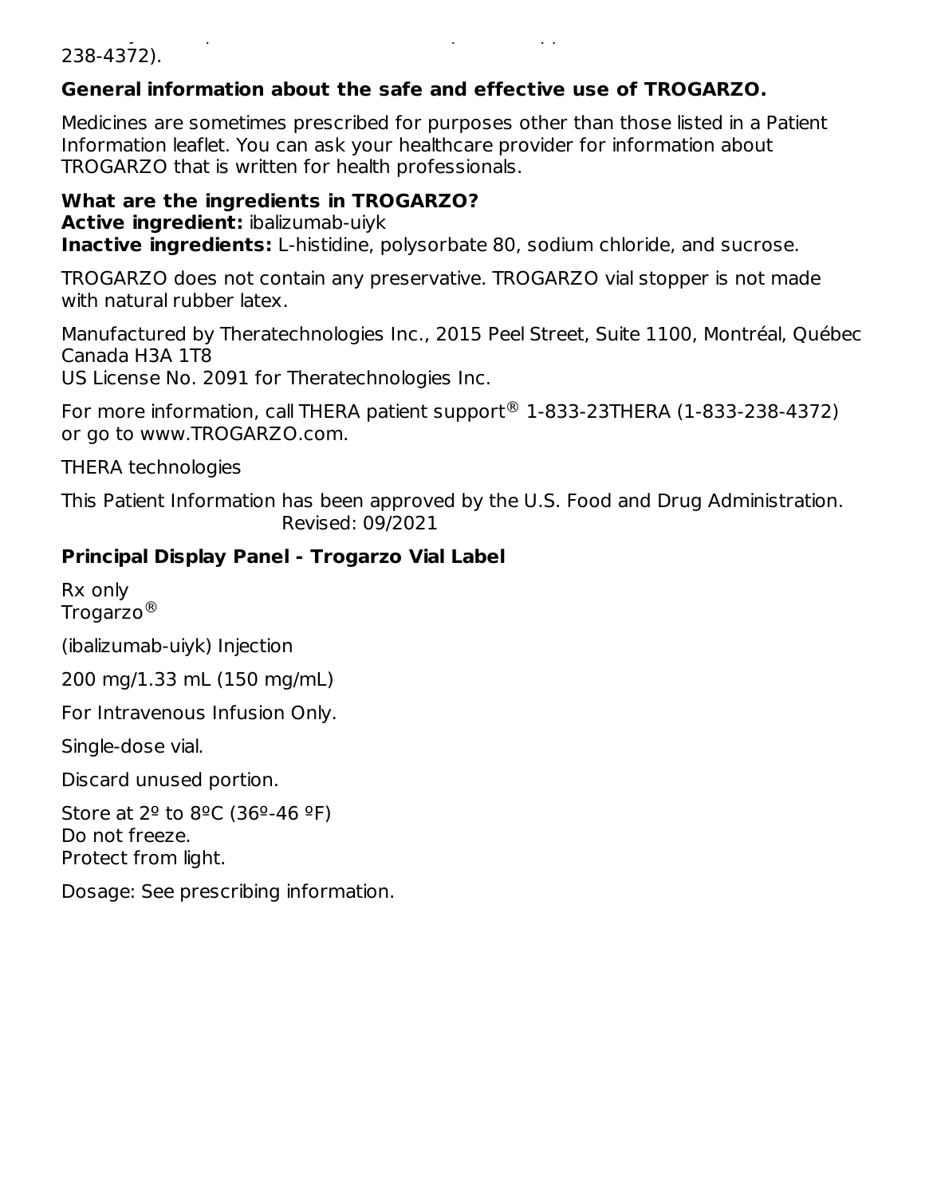238-4372).

**General information about the safe and effective use of TROGARZO.**

Medicines are sometimes prescribed for purposes other than those listed in a Patient Information leaflet. You can ask your healthcare provider for information about TROGARZO that is written for health professionals.

**What are the ingredients in TROGARZO?**
**Active ingredient:** ibalizumab-uiyk
**Inactive ingredients:** L-histidine, polysorbate 80, sodium chloride, and sucrose.

TROGARZO does not contain any preservative. TROGARZO vial stopper is not made with natural rubber latex.

Manufactured by Theratechnologies Inc., 2015 Peel Street, Suite 1100, Montréal, Québec Canada H3A 1T8
US License No. 2091 for Theratechnologies Inc.

For more information, call THERA patient support® 1-833-23THERA (1-833-238-4372) or go to www.TROGARZO.com.

THERA technologies

This Patient Information has been approved by the U.S. Food and Drug Administration.
Revised: 09/2021

**Principal Display Panel - Trogarzo Vial Label**

Rx only
Trogarzo®

(ibalizumab-uiyk) Injection

200 mg/1.33 mL (150 mg/mL)

For Intravenous Infusion Only.

Single-dose vial.

Discard unused portion.

Store at 2º to 8ºC (36º-46 ºF)
Do not freeze.
Protect from light.

Dosage: See prescribing information.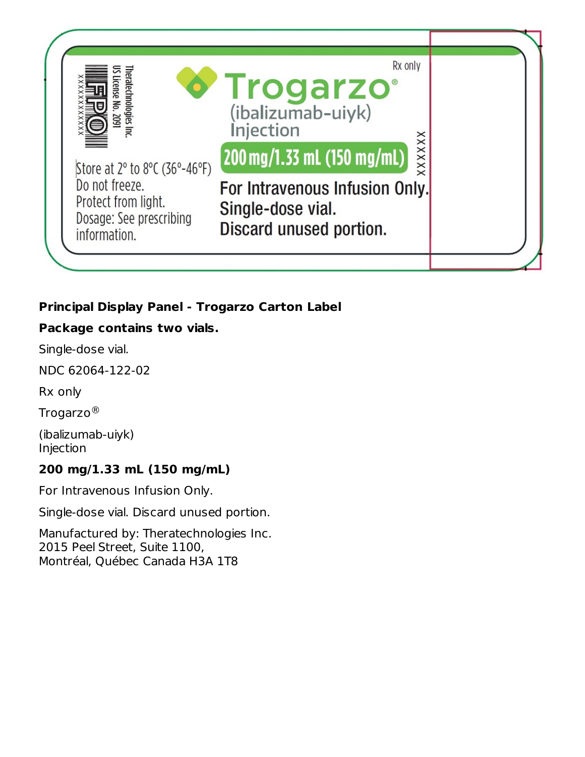Trogarzo Inc.
US License No. 2091

Theratechnologies Inc.
US License No. 2091

Rx only

Trogarzo®

(ibalizumab-uiyk)
Injection

200 mg/1.33 mL (150 mg/mL)

Store at 2° to 8°C (36°-46°F)
Do not freeze.
Protect from light.
Dosage: See prescribing information.

For Intravenous Infusion Only.
Single-dose vial.
Discard unused portion.

**Principal Display Panel - Trogarzo Carton Label**

**Package contains two vials.**

Single-dose vial.

NDC 62064-122-02

Rx only

Trogarzo®

(ibalizumab-uiyk)
Injection

**200 mg/1.33 mL (150 mg/mL)**

For Intravenous Infusion Only.

Single-dose vial. Discard unused portion.

Manufactured by: Theratechnologies Inc.
2015 Peel Street, Suite 1100,
Montréal, Québec Canada H3A 1T8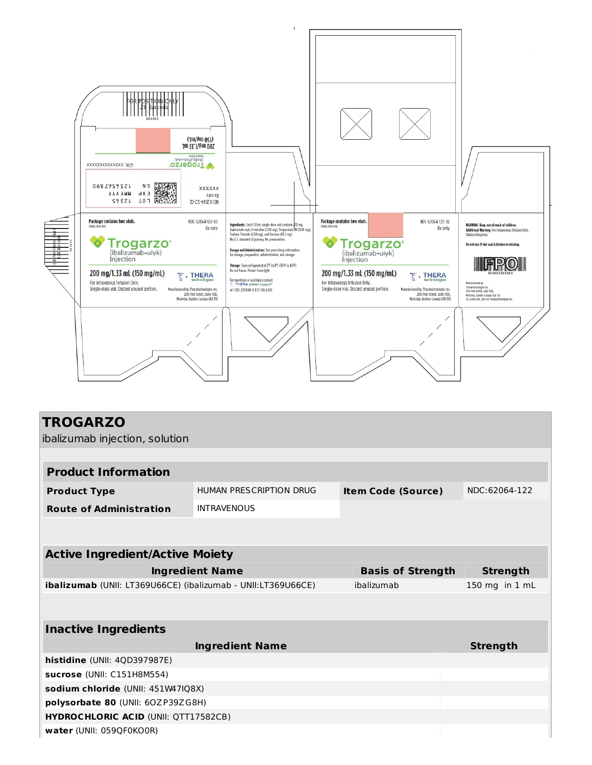Package contains two vials.
Single-dose vial.

NDC 62064-122-02
Rx only

Trogarzo®
(ibalizumab-uiyk)
Injection

200 mg/1.33 mL (150 mg/mL)

For Intravenous Infusion Only.
Single-dose vial. Discard unused portion.

THERA technologies

Manufactured by: Theratechnologies Inc.
2015 Peel Street, Suite 1100,
Montréal, Québec Canada H3A 1T8

**Ingredients:** Each 1.33 mL single-dose vial contains 200 mg ibalizumab-uiyk, L-histidine (2.06 mg), Polysorbate 80 (0.60 mg), Sodium Chloride (8.06 mg), and Sucrose (68.2 mg). No U.S. standard of potency. No preservative.

**Dosage and Administration:** See prescribing information for dosage, preparation, administration, and storage.

**Storage:** Store refrigerated at 2°C to 8°C (36°F to 46°F). Do not freeze. Protect from light.

For questions or assistance contact THERA patient support™ at 1-833-23THERA (1-833-238-4372)

**WARNING:** Keep out of reach of children.
**Additional Warning:** For Intravenous Infusion Only. Dilution Required.

**Do not use if vial seal is broken or missing.**

Manufactured by:
Theratechnologies Inc.
2015 Peel Street, Suite 1100,
Montréal, Québec Canada H3A 1T8
US License No. 2097 for Theratechnologies Inc.

# TROGARZO

ibalizumab injection, solution

| Product Information | | | |
|---|---|---|---|
| **Product Type** | HUMAN PRESCRIPTION DRUG | **Item Code (Source)** | NDC:62064-122 |
| **Route of Administration** | INTRAVENOUS | | |

| Active Ingredient/Active Moiety | | |
|---|---|---|
| **Ingredient Name** | **Basis of Strength** | **Strength** |
| **ibalizumab** (UNII: LT369U66CE) (ibalizumab - UNII:LT369U66CE) | ibalizumab | 150 mg in 1 mL |

| Inactive Ingredients | |
|---|---|
| **Ingredient Name** | **Strength** |
| **histidine** (UNII: 4QD397987E) | |
| **sucrose** (UNII: C151H8M554) | |
| **sodium chloride** (UNII: 451W47IQ8X) | |
| **polysorbate 80** (UNII: 6OZP39ZG8H) | |
| **HYDROCHLORIC ACID** (UNII: QTT17582CB) | |
| **water** (UNII: 059QF0KO0R) | |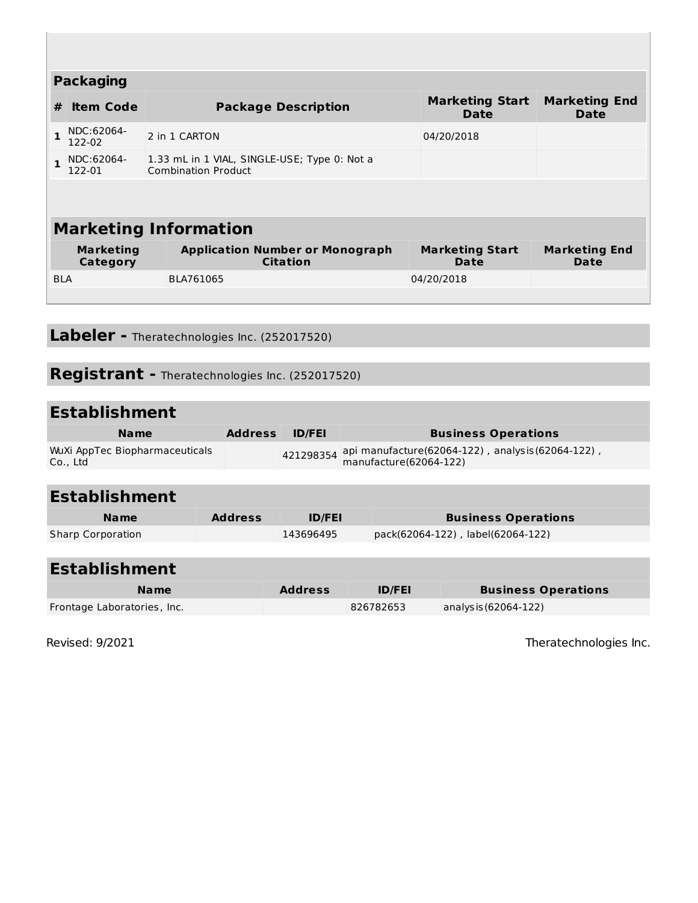## Packaging

| # | Item Code | Package Description | Marketing Start Date | Marketing End Date |
| --- | --- | --- | --- | --- |
| 1 | NDC:62064-122-02 | 2 in 1 CARTON | 04/20/2018 | |
| 1 | NDC:62064-122-01 | 1.33 mL in 1 VIAL, SINGLE-USE; Type 0: Not a Combination Product | | |

## Marketing Information

| Marketing Category | Application Number or Monograph Citation | Marketing Start Date | Marketing End Date |
| --- | --- | --- | --- |
| BLA | BLA761065 | 04/20/2018 | |

## Labeler - Theratechnologies Inc. (252017520)

## Registrant - Theratechnologies Inc. (252017520)

## Establishment

| Name | Address | ID/FEI | Business Operations |
| --- | --- | --- | --- |
| WuXi AppTec Biopharmaceuticals Co., Ltd | | 421298354 | api manufacture(62064-122) , analysis(62064-122) , manufacture(62064-122) |

## Establishment

| Name | Address | ID/FEI | Business Operations |
| --- | --- | --- | --- |
| Sharp Corporation | | 143696495 | pack(62064-122) , label(62064-122) |

## Establishment

| Name | Address | ID/FEI | Business Operations |
| --- | --- | --- | --- |
| Frontage Laboratories, Inc. | | 826782653 | analysis(62064-122) |

Revised: 9/2021

Theratechnologies Inc.